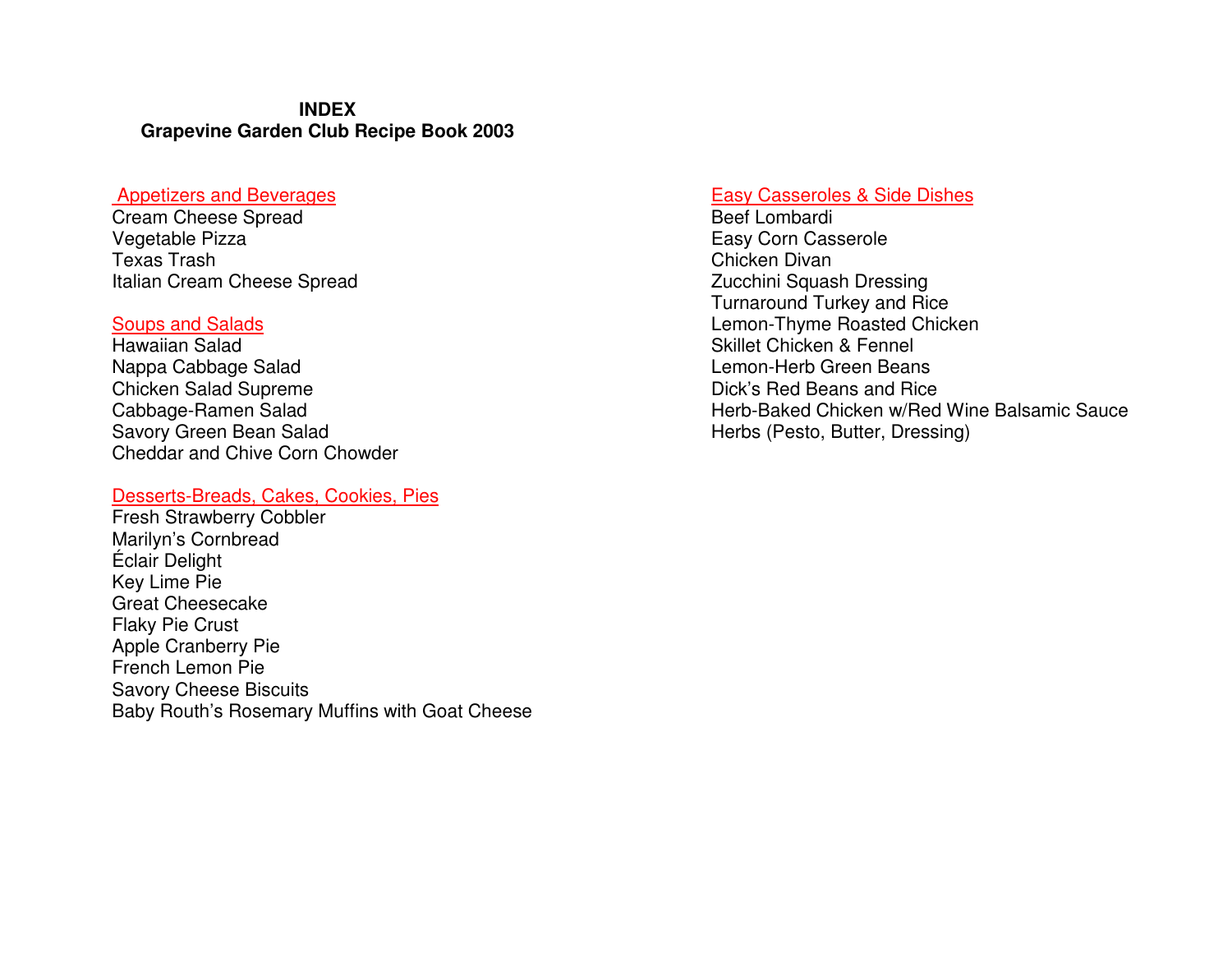# INDEX
## Grapevine Garden Club Recipe Book 2003

### Appetizers and Beverages

Cream Cheese Spread
Vegetable Pizza
Texas Trash
Italian Cream Cheese Spread

### Soups and Salads

Hawaiian Salad
Nappa Cabbage Salad
Chicken Salad Supreme
Cabbage-Ramen Salad
Savory Green Bean Salad
Cheddar and Chive Corn Chowder

### Desserts-Breads, Cakes, Cookies, Pies

Fresh Strawberry Cobbler
Marilyn's Cornbread
Éclair Delight
Key Lime Pie
Great Cheesecake
Flaky Pie Crust
Apple Cranberry Pie
French Lemon Pie
Savory Cheese Biscuits
Baby Routh's Rosemary Muffins with Goat Cheese

### Easy Casseroles & Side Dishes

Beef Lombardi
Easy Corn Casserole
Chicken Divan
Zucchini Squash Dressing
Turnaround Turkey and Rice
Lemon-Thyme Roasted Chicken
Skillet Chicken & Fennel
Lemon-Herb Green Beans
Dick's Red Beans and Rice
Herb-Baked Chicken w/Red Wine Balsamic Sauce
Herbs (Pesto, Butter, Dressing)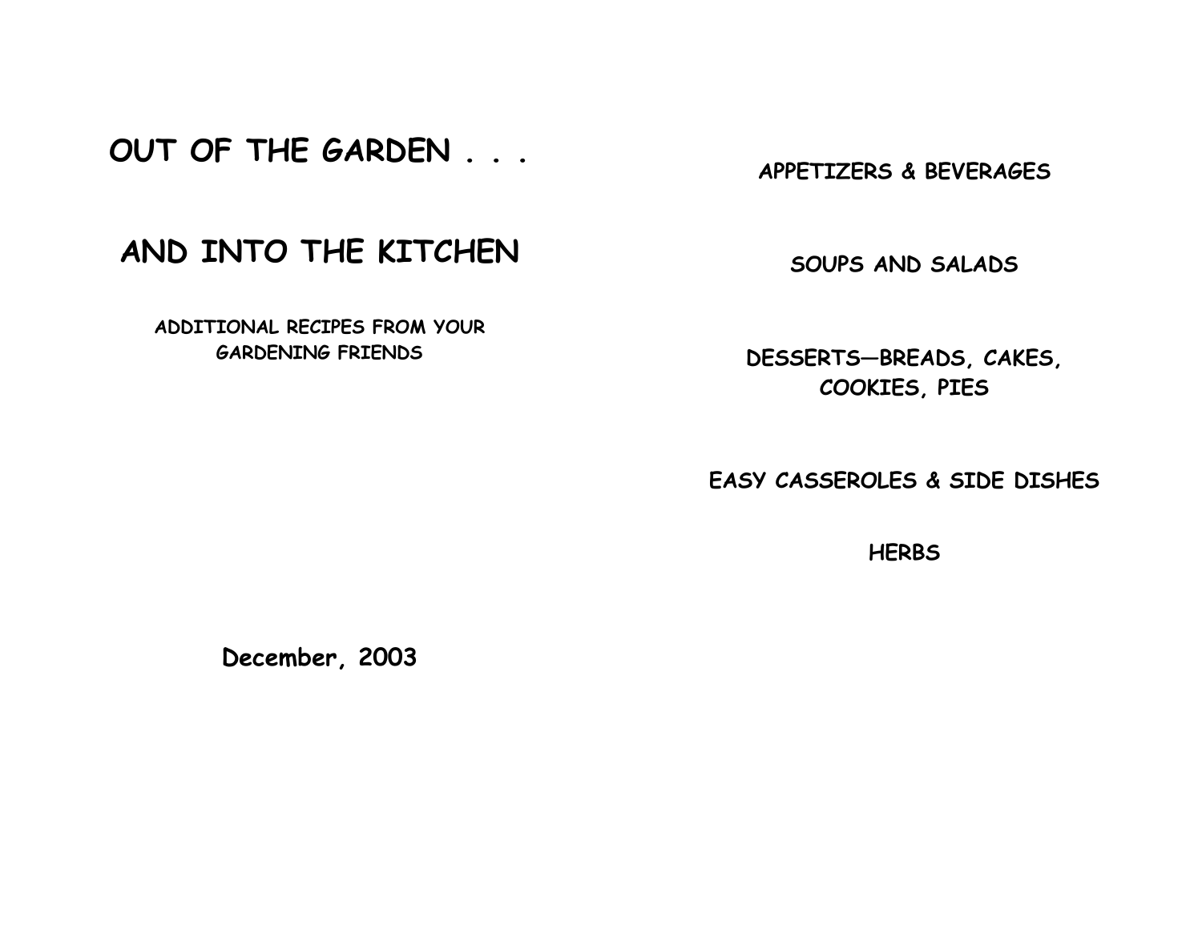# OUT OF THE GARDEN . . .

# AND INTO THE KITCHEN

**ADDITIONAL RECIPES FROM YOUR GARDENING FRIENDS**

**December, 2003**

**APPETIZERS & BEVERAGES**

**SOUPS AND SALADS**

**DESSERTS—BREADS, CAKES, COOKIES, PIES**

**EASY CASSEROLES & SIDE DISHES**

**HERBS**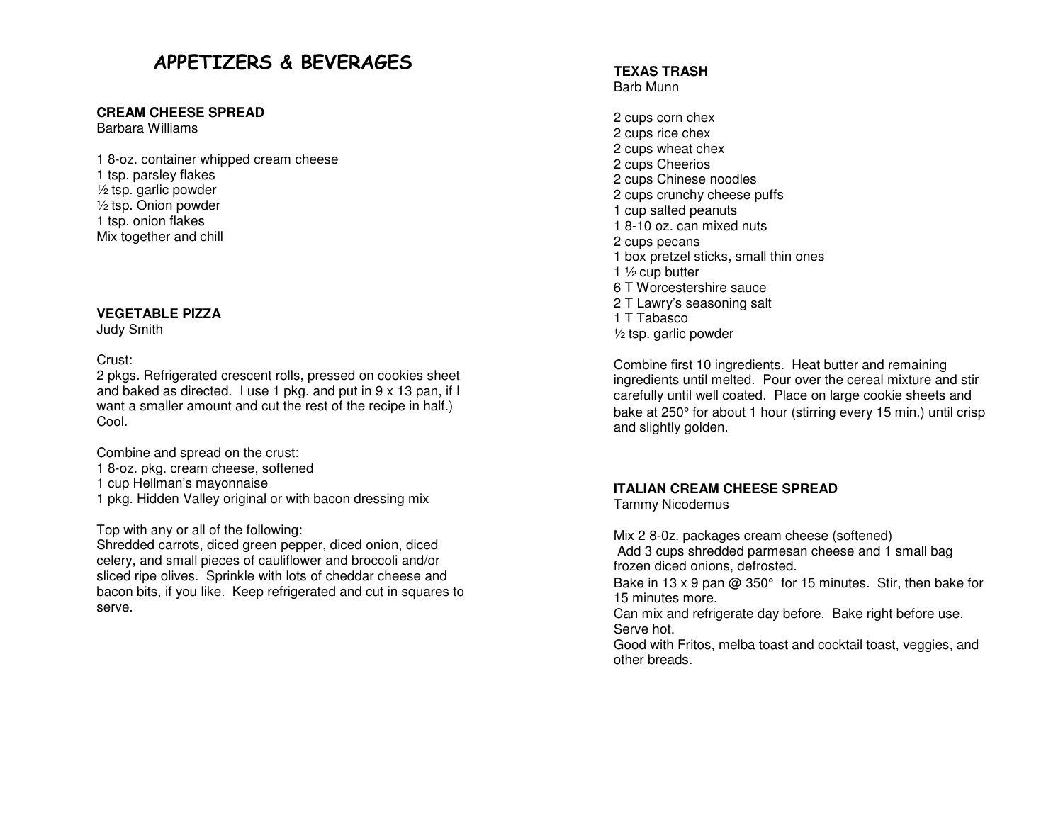# APPETIZERS & BEVERAGES

**CREAM CHEESE SPREAD**
Barbara Williams

1 8-oz. container whipped cream cheese
1 tsp. parsley flakes
½ tsp. garlic powder
½ tsp. Onion powder
1 tsp. onion flakes
Mix together and chill

**VEGETABLE PIZZA**
Judy Smith

Crust:
2 pkgs. Refrigerated crescent rolls, pressed on cookies sheet and baked as directed. I use 1 pkg. and put in 9 x 13 pan, if I want a smaller amount and cut the rest of the recipe in half.) Cool.

Combine and spread on the crust:
1 8-oz. pkg. cream cheese, softened
1 cup Hellman's mayonnaise
1 pkg. Hidden Valley original or with bacon dressing mix

Top with any or all of the following:
Shredded carrots, diced green pepper, diced onion, diced celery, and small pieces of cauliflower and broccoli and/or sliced ripe olives. Sprinkle with lots of cheddar cheese and bacon bits, if you like. Keep refrigerated and cut in squares to serve.

**TEXAS TRASH**
Barb Munn

2 cups corn chex
2 cups rice chex
2 cups wheat chex
2 cups Cheerios
2 cups Chinese noodles
2 cups crunchy cheese puffs
1 cup salted peanuts
1 8-10 oz. can mixed nuts
2 cups pecans
1 box pretzel sticks, small thin ones
1 ½ cup butter
6 T Worcestershire sauce
2 T Lawry's seasoning salt
1 T Tabasco
½ tsp. garlic powder

Combine first 10 ingredients. Heat butter and remaining ingredients until melted. Pour over the cereal mixture and stir carefully until well coated. Place on large cookie sheets and bake at 250° for about 1 hour (stirring every 15 min.) until crisp and slightly golden.

**ITALIAN CREAM CHEESE SPREAD**
Tammy Nicodemus

Mix 2 8-0z. packages cream cheese (softened)
Add 3 cups shredded parmesan cheese and 1 small bag frozen diced onions, defrosted.
Bake in 13 x 9 pan @ 350° for 15 minutes. Stir, then bake for 15 minutes more.
Can mix and refrigerate day before. Bake right before use. Serve hot.
Good with Fritos, melba toast and cocktail toast, veggies, and other breads.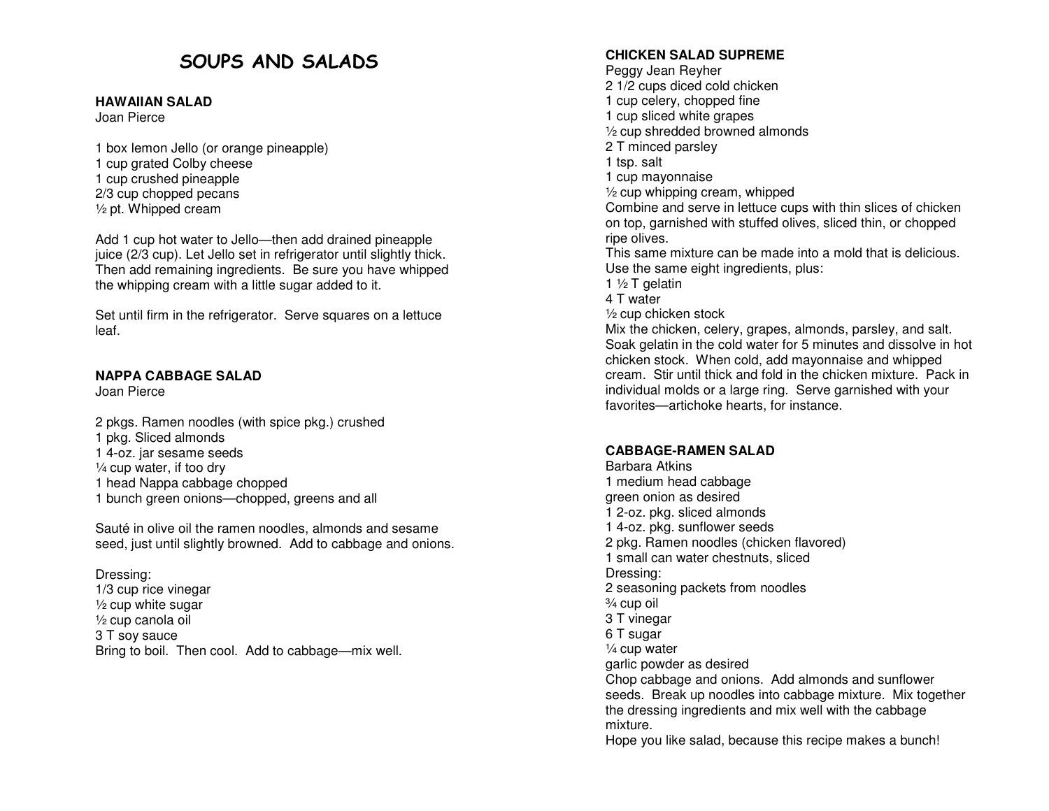# SOUPS AND SALADS

### HAWAIIAN SALAD

Joan Pierce

1 box lemon Jello (or orange pineapple)
1 cup grated Colby cheese
1 cup crushed pineapple
2/3 cup chopped pecans
½ pt. Whipped cream

Add 1 cup hot water to Jello—then add drained pineapple juice (2/3 cup). Let Jello set in refrigerator until slightly thick. Then add remaining ingredients. Be sure you have whipped the whipping cream with a little sugar added to it.

Set until firm in the refrigerator. Serve squares on a lettuce leaf.

### NAPPA CABBAGE SALAD

Joan Pierce

2 pkgs. Ramen noodles (with spice pkg.) crushed
1 pkg. Sliced almonds
1 4-oz. jar sesame seeds
¼ cup water, if too dry
1 head Nappa cabbage chopped
1 bunch green onions—chopped, greens and all

Sauté in olive oil the ramen noodles, almonds and sesame seed, just until slightly browned. Add to cabbage and onions.

Dressing:
1/3 cup rice vinegar
½ cup white sugar
½ cup canola oil
3 T soy sauce
Bring to boil. Then cool. Add to cabbage—mix well.

### CHICKEN SALAD SUPREME

Peggy Jean Reyher
2 1/2 cups diced cold chicken
1 cup celery, chopped fine
1 cup sliced white grapes
½ cup shredded browned almonds
2 T minced parsley
1 tsp. salt
1 cup mayonnaise
½ cup whipping cream, whipped
Combine and serve in lettuce cups with thin slices of chicken on top, garnished with stuffed olives, sliced thin, or chopped ripe olives.
This same mixture can be made into a mold that is delicious. Use the same eight ingredients, plus:
1 ½ T gelatin
4 T water
½ cup chicken stock
Mix the chicken, celery, grapes, almonds, parsley, and salt. Soak gelatin in the cold water for 5 minutes and dissolve in hot chicken stock. When cold, add mayonnaise and whipped cream. Stir until thick and fold in the chicken mixture. Pack in individual molds or a large ring. Serve garnished with your favorites—artichoke hearts, for instance.

### CABBAGE-RAMEN SALAD

Barbara Atkins
1 medium head cabbage
green onion as desired
1 2-oz. pkg. sliced almonds
1 4-oz. pkg. sunflower seeds
2 pkg. Ramen noodles (chicken flavored)
1 small can water chestnuts, sliced
Dressing:
2 seasoning packets from noodles
¾ cup oil
3 T vinegar
6 T sugar
¼ cup water
garlic powder as desired
Chop cabbage and onions. Add almonds and sunflower seeds. Break up noodles into cabbage mixture. Mix together the dressing ingredients and mix well with the cabbage mixture.
Hope you like salad, because this recipe makes a bunch!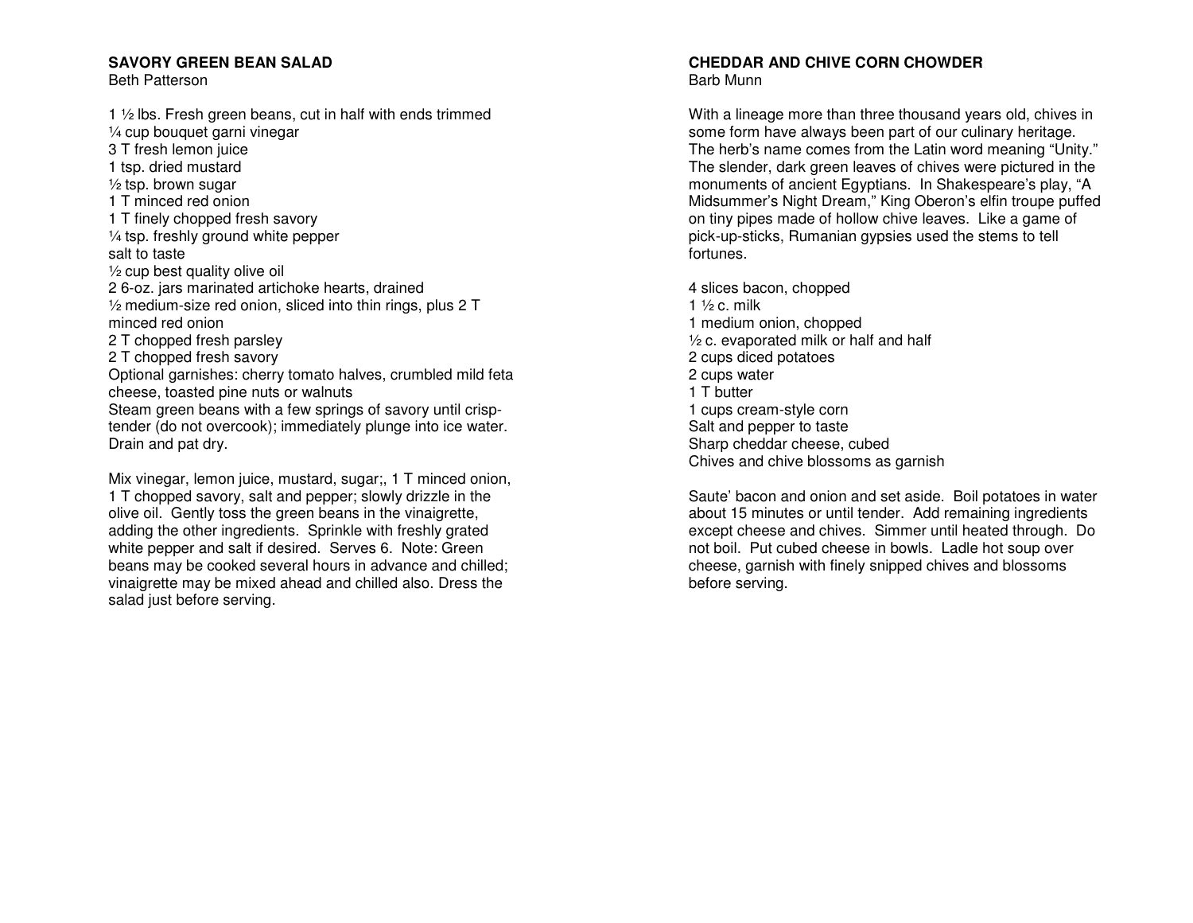## SAVORY GREEN BEAN SALAD

Beth Patterson

1 ½ lbs. Fresh green beans, cut in half with ends trimmed
¼ cup bouquet garni vinegar
3 T fresh lemon juice
1 tsp. dried mustard
½ tsp. brown sugar
1 T minced red onion
1 T finely chopped fresh savory
¼ tsp. freshly ground white pepper
salt to taste
½ cup best quality olive oil
2 6-oz. jars marinated artichoke hearts, drained
½ medium-size red onion, sliced into thin rings, plus 2 T minced red onion
2 T chopped fresh parsley
2 T chopped fresh savory
Optional garnishes: cherry tomato halves, crumbled mild feta cheese, toasted pine nuts or walnuts
Steam green beans with a few springs of savory until crisp-tender (do not overcook); immediately plunge into ice water. Drain and pat dry.

Mix vinegar, lemon juice, mustard, sugar;, 1 T minced onion, 1 T chopped savory, salt and pepper; slowly drizzle in the olive oil. Gently toss the green beans in the vinaigrette, adding the other ingredients. Sprinkle with freshly grated white pepper and salt if desired. Serves 6. Note: Green beans may be cooked several hours in advance and chilled; vinaigrette may be mixed ahead and chilled also. Dress the salad just before serving.

## CHEDDAR AND CHIVE CORN CHOWDER

Barb Munn

With a lineage more than three thousand years old, chives in some form have always been part of our culinary heritage. The herb's name comes from the Latin word meaning "Unity." The slender, dark green leaves of chives were pictured in the monuments of ancient Egyptians. In Shakespeare's play, "A Midsummer's Night Dream," King Oberon's elfin troupe puffed on tiny pipes made of hollow chive leaves. Like a game of pick-up-sticks, Rumanian gypsies used the stems to tell fortunes.

4 slices bacon, chopped
1 ½ c. milk
1 medium onion, chopped
½ c. evaporated milk or half and half
2 cups diced potatoes
2 cups water
1 T butter
1 cups cream-style corn
Salt and pepper to taste
Sharp cheddar cheese, cubed
Chives and chive blossoms as garnish

Saute' bacon and onion and set aside. Boil potatoes in water about 15 minutes or until tender. Add remaining ingredients except cheese and chives. Simmer until heated through. Do not boil. Put cubed cheese in bowls. Ladle hot soup over cheese, garnish with finely snipped chives and blossoms before serving.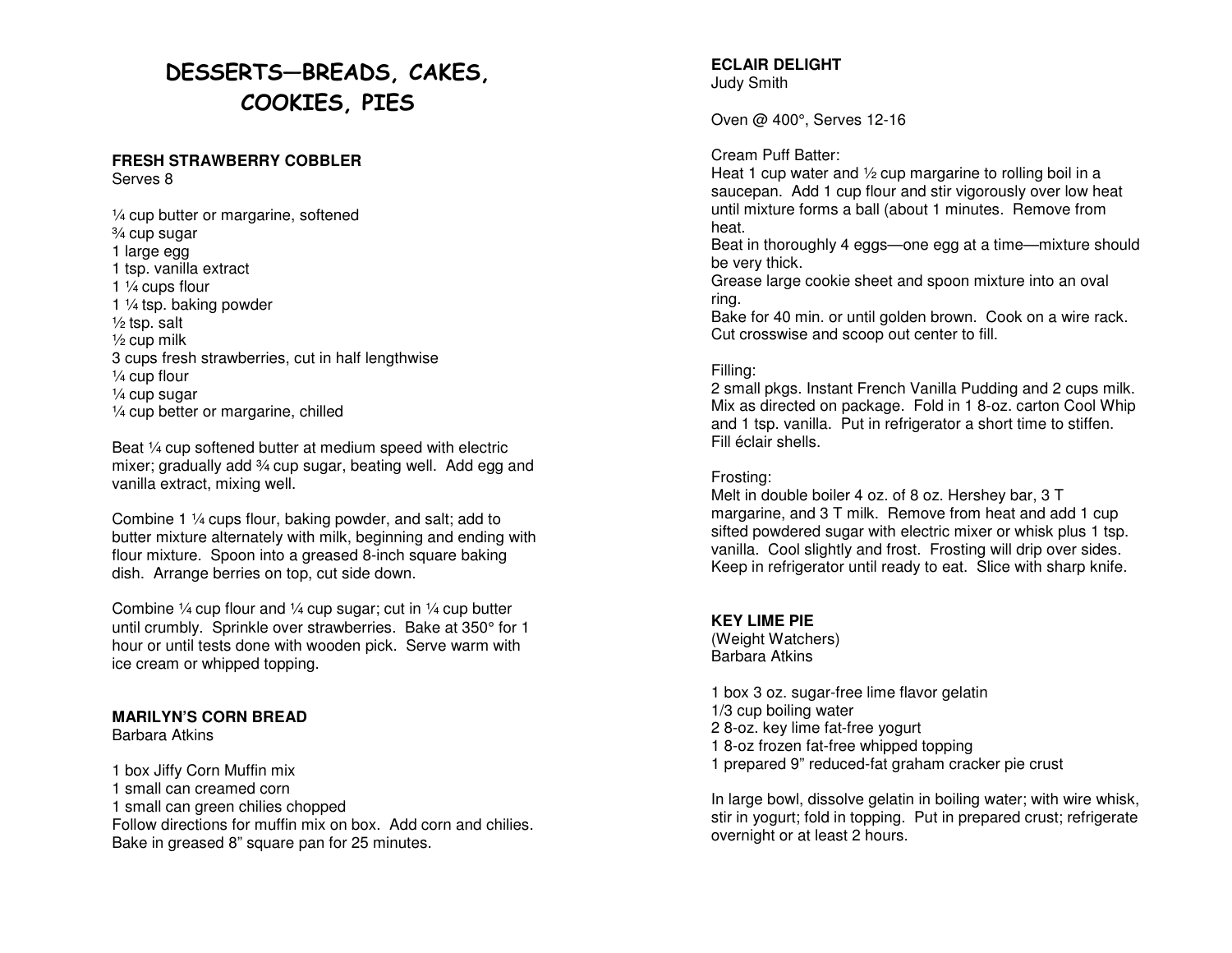# DESSERTS—BREADS, CAKES, COOKIES, PIES

**FRESH STRAWBERRY COBBLER**
Serves 8

¼ cup butter or margarine, softened
¾ cup sugar
1 large egg
1 tsp. vanilla extract
1 ¼ cups flour
1 ¼ tsp. baking powder
½ tsp. salt
½ cup milk
3 cups fresh strawberries, cut in half lengthwise
¼ cup flour
¼ cup sugar
¼ cup better or margarine, chilled

Beat ¼ cup softened butter at medium speed with electric mixer; gradually add ¾ cup sugar, beating well. Add egg and vanilla extract, mixing well.

Combine 1 ¼ cups flour, baking powder, and salt; add to butter mixture alternately with milk, beginning and ending with flour mixture. Spoon into a greased 8-inch square baking dish. Arrange berries on top, cut side down.

Combine ¼ cup flour and ¼ cup sugar; cut in ¼ cup butter until crumbly. Sprinkle over strawberries. Bake at 350° for 1 hour or until tests done with wooden pick. Serve warm with ice cream or whipped topping.

**MARILYN'S CORN BREAD**
Barbara Atkins

1 box Jiffy Corn Muffin mix
1 small can creamed corn
1 small can green chilies chopped
Follow directions for muffin mix on box. Add corn and chilies. Bake in greased 8" square pan for 25 minutes.

**ECLAIR DELIGHT**
Judy Smith

Oven @ 400°, Serves 12-16

Cream Puff Batter:
Heat 1 cup water and ½ cup margarine to rolling boil in a saucepan. Add 1 cup flour and stir vigorously over low heat until mixture forms a ball (about 1 minutes. Remove from heat.
Beat in thoroughly 4 eggs—one egg at a time—mixture should be very thick.
Grease large cookie sheet and spoon mixture into an oval ring.
Bake for 40 min. or until golden brown. Cook on a wire rack. Cut crosswise and scoop out center to fill.

Filling:
2 small pkgs. Instant French Vanilla Pudding and 2 cups milk. Mix as directed on package. Fold in 1 8-oz. carton Cool Whip and 1 tsp. vanilla. Put in refrigerator a short time to stiffen. Fill éclair shells.

Frosting:
Melt in double boiler 4 oz. of 8 oz. Hershey bar, 3 T margarine, and 3 T milk. Remove from heat and add 1 cup sifted powdered sugar with electric mixer or whisk plus 1 tsp. vanilla. Cool slightly and frost. Frosting will drip over sides. Keep in refrigerator until ready to eat. Slice with sharp knife.

**KEY LIME PIE**
(Weight Watchers)
Barbara Atkins

1 box 3 oz. sugar-free lime flavor gelatin
1/3 cup boiling water
2 8-oz. key lime fat-free yogurt
1 8-oz frozen fat-free whipped topping
1 prepared 9" reduced-fat graham cracker pie crust

In large bowl, dissolve gelatin in boiling water; with wire whisk, stir in yogurt; fold in topping. Put in prepared crust; refrigerate overnight or at least 2 hours.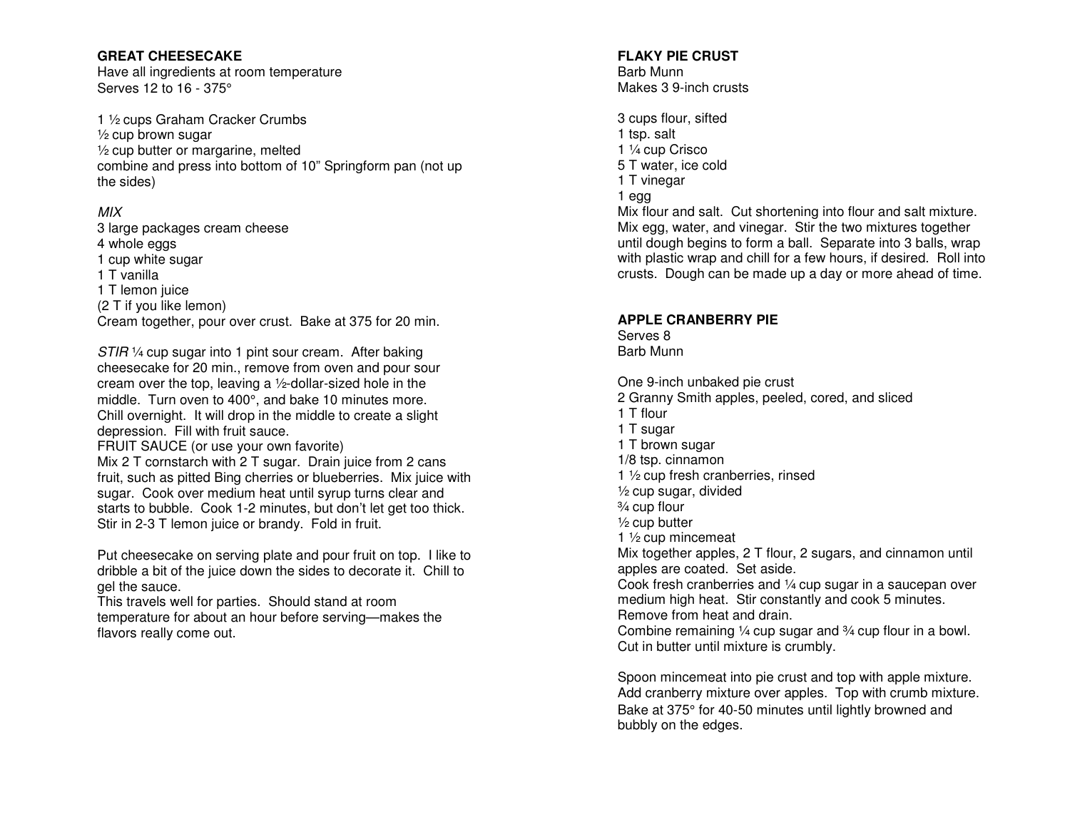## GREAT CHEESECAKE

Have all ingredients at room temperature
Serves 12 to 16 - 375°

1 ½ cups Graham Cracker Crumbs
½ cup brown sugar
½ cup butter or margarine, melted
combine and press into bottom of 10" Springform pan (not up the sides)

*MIX*
3 large packages cream cheese
4 whole eggs
1 cup white sugar
1 T vanilla
1 T lemon juice
(2 T if you like lemon)
Cream together, pour over crust. Bake at 375 for 20 min.

*STIR* ¼ cup sugar into 1 pint sour cream. After baking cheesecake for 20 min., remove from oven and pour sour cream over the top, leaving a ½-dollar-sized hole in the middle. Turn oven to 400°, and bake 10 minutes more. Chill overnight. It will drop in the middle to create a slight depression. Fill with fruit sauce.
FRUIT SAUCE (or use your own favorite)
Mix 2 T cornstarch with 2 T sugar. Drain juice from 2 cans fruit, such as pitted Bing cherries or blueberries. Mix juice with sugar. Cook over medium heat until syrup turns clear and starts to bubble. Cook 1-2 minutes, but don't let get too thick. Stir in 2-3 T lemon juice or brandy. Fold in fruit.

Put cheesecake on serving plate and pour fruit on top. I like to dribble a bit of the juice down the sides to decorate it. Chill to gel the sauce.
This travels well for parties. Should stand at room temperature for about an hour before serving—makes the flavors really come out.

## FLAKY PIE CRUST

Barb Munn
Makes 3 9-inch crusts

3 cups flour, sifted
1 tsp. salt
1 ¼ cup Crisco
5 T water, ice cold
1 T vinegar
1 egg
Mix flour and salt. Cut shortening into flour and salt mixture. Mix egg, water, and vinegar. Stir the two mixtures together until dough begins to form a ball. Separate into 3 balls, wrap with plastic wrap and chill for a few hours, if desired. Roll into crusts. Dough can be made up a day or more ahead of time.

## APPLE CRANBERRY PIE

Serves 8
Barb Munn

One 9-inch unbaked pie crust
2 Granny Smith apples, peeled, cored, and sliced
1 T flour
1 T sugar
1 T brown sugar
1/8 tsp. cinnamon
1 ½ cup fresh cranberries, rinsed
½ cup sugar, divided
¾ cup flour
½ cup butter
1 ½ cup mincemeat
Mix together apples, 2 T flour, 2 sugars, and cinnamon until apples are coated. Set aside.
Cook fresh cranberries and ¼ cup sugar in a saucepan over medium high heat. Stir constantly and cook 5 minutes. Remove from heat and drain.
Combine remaining ¼ cup sugar and ¾ cup flour in a bowl. Cut in butter until mixture is crumbly.

Spoon mincemeat into pie crust and top with apple mixture. Add cranberry mixture over apples. Top with crumb mixture. Bake at 375° for 40-50 minutes until lightly browned and bubbly on the edges.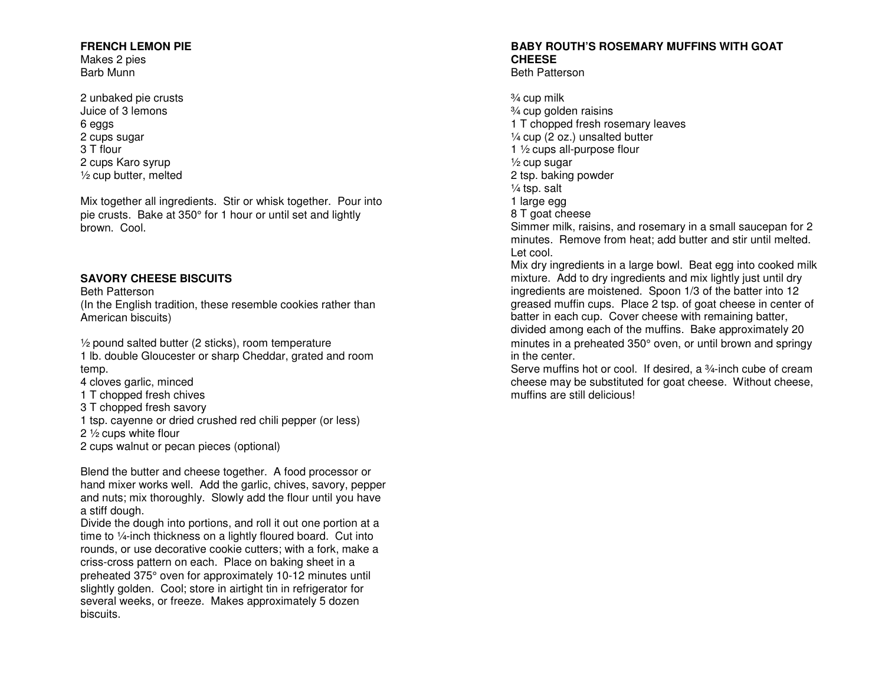## FRENCH LEMON PIE

Makes 2 pies
Barb Munn

2 unbaked pie crusts
Juice of 3 lemons
6 eggs
2 cups sugar
3 T flour
2 cups Karo syrup
½ cup butter, melted

Mix together all ingredients. Stir or whisk together. Pour into pie crusts. Bake at 350° for 1 hour or until set and lightly brown. Cool.

## SAVORY CHEESE BISCUITS

Beth Patterson
(In the English tradition, these resemble cookies rather than American biscuits)

½ pound salted butter (2 sticks), room temperature
1 lb. double Gloucester or sharp Cheddar, grated and room temp.
4 cloves garlic, minced
1 T chopped fresh chives
3 T chopped fresh savory
1 tsp. cayenne or dried crushed red chili pepper (or less)
2 ½ cups white flour
2 cups walnut or pecan pieces (optional)

Blend the butter and cheese together. A food processor or hand mixer works well. Add the garlic, chives, savory, pepper and nuts; mix thoroughly. Slowly add the flour until you have a stiff dough.
Divide the dough into portions, and roll it out one portion at a time to ¼-inch thickness on a lightly floured board. Cut into rounds, or use decorative cookie cutters; with a fork, make a criss-cross pattern on each. Place on baking sheet in a preheated 375° oven for approximately 10-12 minutes until slightly golden. Cool; store in airtight tin in refrigerator for several weeks, or freeze. Makes approximately 5 dozen biscuits.

## BABY ROUTH'S ROSEMARY MUFFINS WITH GOAT CHEESE

Beth Patterson

¾ cup milk
¾ cup golden raisins
1 T chopped fresh rosemary leaves
¼ cup (2 oz.) unsalted butter
1 ½ cups all-purpose flour
½ cup sugar
2 tsp. baking powder
¼ tsp. salt
1 large egg
8 T goat cheese

Simmer milk, raisins, and rosemary in a small saucepan for 2 minutes. Remove from heat; add butter and stir until melted. Let cool.
Mix dry ingredients in a large bowl. Beat egg into cooked milk mixture. Add to dry ingredients and mix lightly just until dry ingredients are moistened. Spoon 1/3 of the batter into 12 greased muffin cups. Place 2 tsp. of goat cheese in center of batter in each cup. Cover cheese with remaining batter, divided among each of the muffins. Bake approximately 20 minutes in a preheated 350° oven, or until brown and springy in the center.
Serve muffins hot or cool. If desired, a ¾-inch cube of cream cheese may be substituted for goat cheese. Without cheese, muffins are still delicious!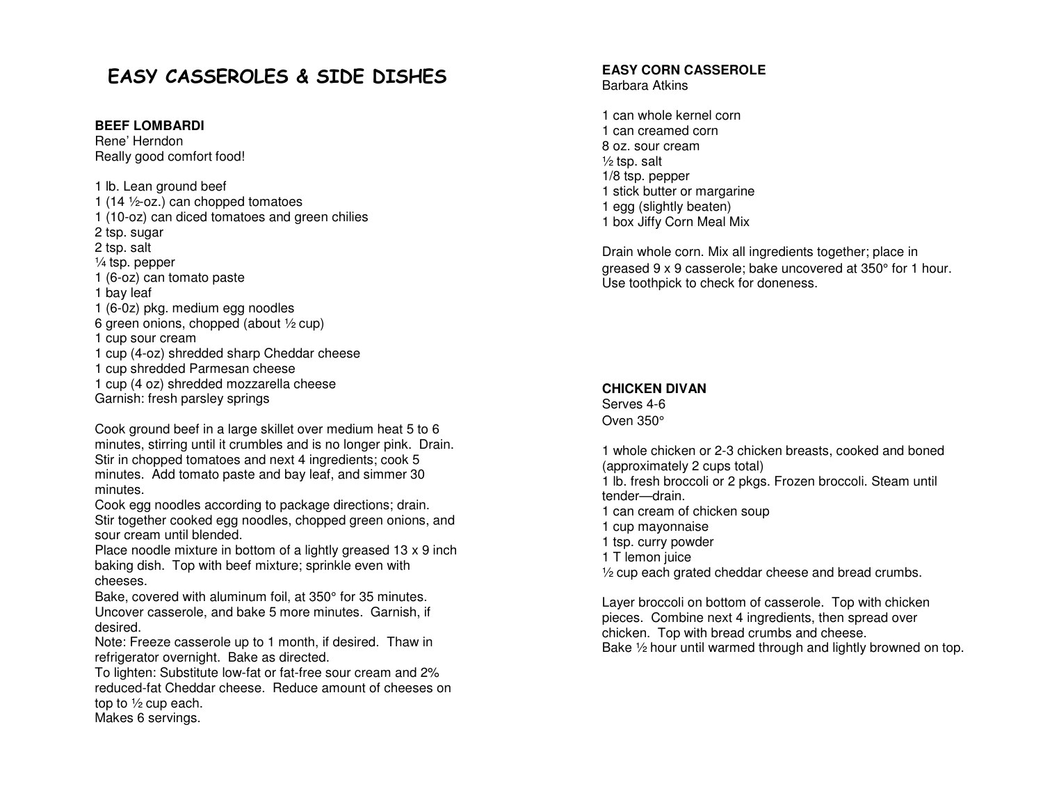# EASY CASSEROLES & SIDE DISHES

**BEEF LOMBARDI**
Rene' Herndon
Really good comfort food!

1 lb. Lean ground beef
1 (14 ½-oz.) can chopped tomatoes
1 (10-oz) can diced tomatoes and green chilies
2 tsp. sugar
2 tsp. salt
¼ tsp. pepper
1 (6-oz) can tomato paste
1 bay leaf
1 (6-0z) pkg. medium egg noodles
6 green onions, chopped (about ½ cup)
1 cup sour cream
1 cup (4-oz) shredded sharp Cheddar cheese
1 cup shredded Parmesan cheese
1 cup (4 oz) shredded mozzarella cheese
Garnish: fresh parsley springs

Cook ground beef in a large skillet over medium heat 5 to 6 minutes, stirring until it crumbles and is no longer pink. Drain. Stir in chopped tomatoes and next 4 ingredients; cook 5 minutes. Add tomato paste and bay leaf, and simmer 30 minutes.
Cook egg noodles according to package directions; drain. Stir together cooked egg noodles, chopped green onions, and sour cream until blended.
Place noodle mixture in bottom of a lightly greased 13 x 9 inch baking dish. Top with beef mixture; sprinkle even with cheeses.
Bake, covered with aluminum foil, at 350° for 35 minutes. Uncover casserole, and bake 5 more minutes. Garnish, if desired.
Note: Freeze casserole up to 1 month, if desired. Thaw in refrigerator overnight. Bake as directed.
To lighten: Substitute low-fat or fat-free sour cream and 2% reduced-fat Cheddar cheese. Reduce amount of cheeses on top to ½ cup each.
Makes 6 servings.

**EASY CORN CASSEROLE**
Barbara Atkins

1 can whole kernel corn
1 can creamed corn
8 oz. sour cream
½ tsp. salt
1/8 tsp. pepper
1 stick butter or margarine
1 egg (slightly beaten)
1 box Jiffy Corn Meal Mix

Drain whole corn. Mix all ingredients together; place in greased 9 x 9 casserole; bake uncovered at 350° for 1 hour. Use toothpick to check for doneness.

**CHICKEN DIVAN**
Serves 4-6
Oven 350°

1 whole chicken or 2-3 chicken breasts, cooked and boned (approximately 2 cups total)
1 lb. fresh broccoli or 2 pkgs. Frozen broccoli. Steam until tender—drain.
1 can cream of chicken soup
1 cup mayonnaise
1 tsp. curry powder
1 T lemon juice
½ cup each grated cheddar cheese and bread crumbs.

Layer broccoli on bottom of casserole. Top with chicken pieces. Combine next 4 ingredients, then spread over chicken. Top with bread crumbs and cheese.
Bake ½ hour until warmed through and lightly browned on top.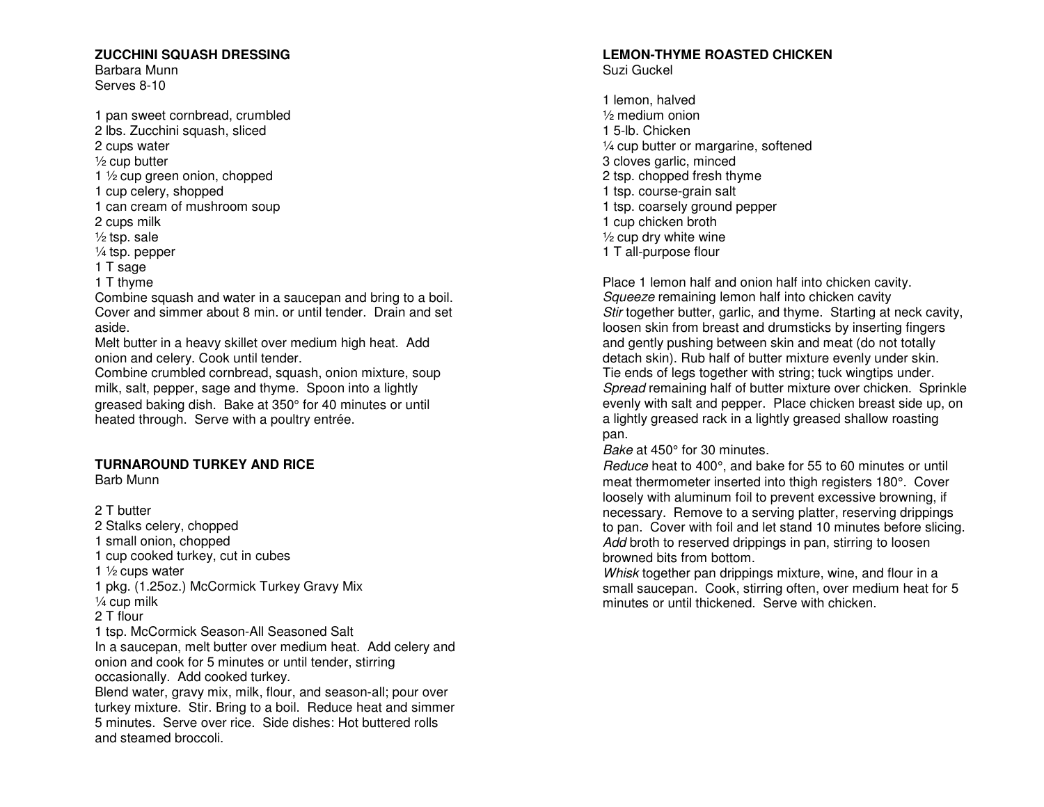## ZUCCHINI SQUASH DRESSING

Barbara Munn
Serves 8-10

1 pan sweet cornbread, crumbled
2 lbs. Zucchini squash, sliced
2 cups water
½ cup butter
1 ½ cup green onion, chopped
1 cup celery, shopped
1 can cream of mushroom soup
2 cups milk
½ tsp. sale
¼ tsp. pepper
1 T sage
1 T thyme

Combine squash and water in a saucepan and bring to a boil. Cover and simmer about 8 min. or until tender. Drain and set aside.

Melt butter in a heavy skillet over medium high heat. Add onion and celery. Cook until tender.

Combine crumbled cornbread, squash, onion mixture, soup milk, salt, pepper, sage and thyme. Spoon into a lightly greased baking dish. Bake at 350° for 40 minutes or until heated through. Serve with a poultry entrée.

## TURNAROUND TURKEY AND RICE

Barb Munn

2 T butter
2 Stalks celery, chopped
1 small onion, chopped
1 cup cooked turkey, cut in cubes
1 ½ cups water
1 pkg. (1.25oz.) McCormick Turkey Gravy Mix
¼ cup milk
2 T flour
1 tsp. McCormick Season-All Seasoned Salt

In a saucepan, melt butter over medium heat. Add celery and onion and cook for 5 minutes or until tender, stirring occasionally. Add cooked turkey.

Blend water, gravy mix, milk, flour, and season-all; pour over turkey mixture. Stir. Bring to a boil. Reduce heat and simmer 5 minutes. Serve over rice. Side dishes: Hot buttered rolls and steamed broccoli.

## LEMON-THYME ROASTED CHICKEN

Suzi Guckel

1 lemon, halved
½ medium onion
1 5-lb. Chicken
¼ cup butter or margarine, softened
3 cloves garlic, minced
2 tsp. chopped fresh thyme
1 tsp. course-grain salt
1 tsp. coarsely ground pepper
1 cup chicken broth
½ cup dry white wine
1 T all-purpose flour

Place 1 lemon half and onion half into chicken cavity.
*Squeeze* remaining lemon half into chicken cavity
*Stir* together butter, garlic, and thyme. Starting at neck cavity, loosen skin from breast and drumsticks by inserting fingers and gently pushing between skin and meat (do not totally detach skin). Rub half of butter mixture evenly under skin. Tie ends of legs together with string; tuck wingtips under.
*Spread* remaining half of butter mixture over chicken. Sprinkle evenly with salt and pepper. Place chicken breast side up, on a lightly greased rack in a lightly greased shallow roasting pan.
*Bake* at 450° for 30 minutes.
*Reduce* heat to 400°, and bake for 55 to 60 minutes or until meat thermometer inserted into thigh registers 180°. Cover loosely with aluminum foil to prevent excessive browning, if necessary. Remove to a serving platter, reserving drippings to pan. Cover with foil and let stand 10 minutes before slicing.
*Add* broth to reserved drippings in pan, stirring to loosen browned bits from bottom.
*Whisk* together pan drippings mixture, wine, and flour in a small saucepan. Cook, stirring often, over medium heat for 5 minutes or until thickened. Serve with chicken.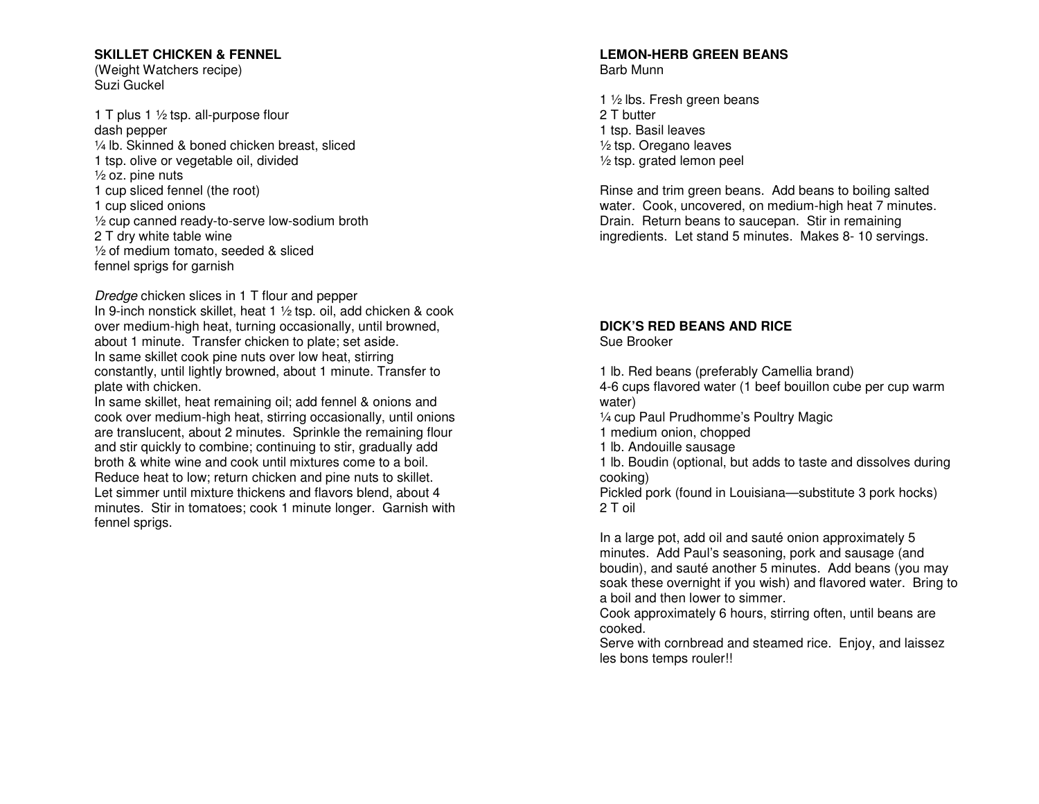## SKILLET CHICKEN & FENNEL

(Weight Watchers recipe)
Suzi Guckel

1 T plus 1 ½ tsp. all-purpose flour
dash pepper
¼ lb. Skinned & boned chicken breast, sliced
1 tsp. olive or vegetable oil, divided
½ oz. pine nuts
1 cup sliced fennel (the root)
1 cup sliced onions
½ cup canned ready-to-serve low-sodium broth
2 T dry white table wine
½ of medium tomato, seeded & sliced
fennel sprigs for garnish

*Dredge* chicken slices in 1 T flour and pepper
In 9-inch nonstick skillet, heat 1 ½ tsp. oil, add chicken & cook over medium-high heat, turning occasionally, until browned, about 1 minute. Transfer chicken to plate; set aside.
In same skillet cook pine nuts over low heat, stirring constantly, until lightly browned, about 1 minute. Transfer to plate with chicken.
In same skillet, heat remaining oil; add fennel & onions and cook over medium-high heat, stirring occasionally, until onions are translucent, about 2 minutes. Sprinkle the remaining flour and stir quickly to combine; continuing to stir, gradually add broth & white wine and cook until mixtures come to a boil. Reduce heat to low; return chicken and pine nuts to skillet. Let simmer until mixture thickens and flavors blend, about 4 minutes. Stir in tomatoes; cook 1 minute longer. Garnish with fennel sprigs.

## LEMON-HERB GREEN BEANS

Barb Munn

1 ½ lbs. Fresh green beans
2 T butter
1 tsp. Basil leaves
½ tsp. Oregano leaves
½ tsp. grated lemon peel

Rinse and trim green beans. Add beans to boiling salted water. Cook, uncovered, on medium-high heat 7 minutes. Drain. Return beans to saucepan. Stir in remaining ingredients. Let stand 5 minutes. Makes 8- 10 servings.

## DICK'S RED BEANS AND RICE

Sue Brooker

1 lb. Red beans (preferably Camellia brand)
4-6 cups flavored water (1 beef bouillon cube per cup warm water)
¼ cup Paul Prudhomme's Poultry Magic
1 medium onion, chopped
1 lb. Andouille sausage
1 lb. Boudin (optional, but adds to taste and dissolves during cooking)
Pickled pork (found in Louisiana—substitute 3 pork hocks)
2 T oil

In a large pot, add oil and sauté onion approximately 5 minutes. Add Paul's seasoning, pork and sausage (and boudin), and sauté another 5 minutes. Add beans (you may soak these overnight if you wish) and flavored water. Bring to a boil and then lower to simmer.
Cook approximately 6 hours, stirring often, until beans are cooked.
Serve with cornbread and steamed rice. Enjoy, and laissez les bons temps rouler!!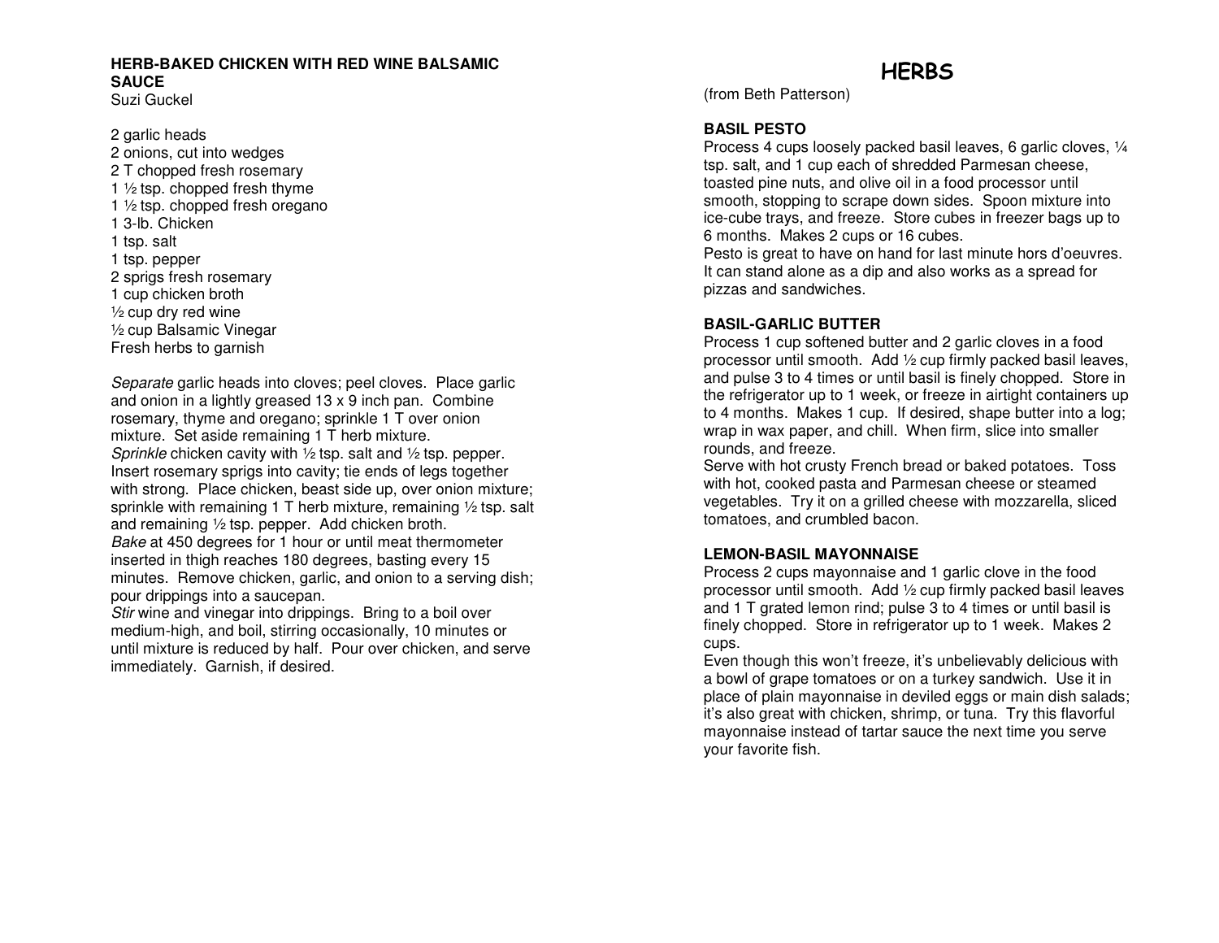### HERB-BAKED CHICKEN WITH RED WINE BALSAMIC SAUCE

Suzi Guckel

2 garlic heads
2 onions, cut into wedges
2 T chopped fresh rosemary
1 ½ tsp. chopped fresh thyme
1 ½ tsp. chopped fresh oregano
1 3-lb. Chicken
1 tsp. salt
1 tsp. pepper
2 sprigs fresh rosemary
1 cup chicken broth
½ cup dry red wine
½ cup Balsamic Vinegar
Fresh herbs to garnish

*Separate* garlic heads into cloves; peel cloves. Place garlic and onion in a lightly greased 13 x 9 inch pan. Combine rosemary, thyme and oregano; sprinkle 1 T over onion mixture. Set aside remaining 1 T herb mixture.
*Sprinkle* chicken cavity with ½ tsp. salt and ½ tsp. pepper. Insert rosemary sprigs into cavity; tie ends of legs together with strong. Place chicken, beast side up, over onion mixture; sprinkle with remaining 1 T herb mixture, remaining ½ tsp. salt and remaining ½ tsp. pepper. Add chicken broth.
*Bake* at 450 degrees for 1 hour or until meat thermometer inserted in thigh reaches 180 degrees, basting every 15 minutes. Remove chicken, garlic, and onion to a serving dish; pour drippings into a saucepan.
*Stir* wine and vinegar into drippings. Bring to a boil over medium-high, and boil, stirring occasionally, 10 minutes or until mixture is reduced by half. Pour over chicken, and serve immediately. Garnish, if desired.

# HERBS

(from Beth Patterson)

### BASIL PESTO

Process 4 cups loosely packed basil leaves, 6 garlic cloves, ¼ tsp. salt, and 1 cup each of shredded Parmesan cheese, toasted pine nuts, and olive oil in a food processor until smooth, stopping to scrape down sides. Spoon mixture into ice-cube trays, and freeze. Store cubes in freezer bags up to 6 months. Makes 2 cups or 16 cubes.
Pesto is great to have on hand for last minute hors d'oeuvres. It can stand alone as a dip and also works as a spread for pizzas and sandwiches.

### BASIL-GARLIC BUTTER

Process 1 cup softened butter and 2 garlic cloves in a food processor until smooth. Add ½ cup firmly packed basil leaves, and pulse 3 to 4 times or until basil is finely chopped. Store in the refrigerator up to 1 week, or freeze in airtight containers up to 4 months. Makes 1 cup. If desired, shape butter into a log; wrap in wax paper, and chill. When firm, slice into smaller rounds, and freeze.
Serve with hot crusty French bread or baked potatoes. Toss with hot, cooked pasta and Parmesan cheese or steamed vegetables. Try it on a grilled cheese with mozzarella, sliced tomatoes, and crumbled bacon.

### LEMON-BASIL MAYONNAISE

Process 2 cups mayonnaise and 1 garlic clove in the food processor until smooth. Add ½ cup firmly packed basil leaves and 1 T grated lemon rind; pulse 3 to 4 times or until basil is finely chopped. Store in refrigerator up to 1 week. Makes 2 cups.
Even though this won't freeze, it's unbelievably delicious with a bowl of grape tomatoes or on a turkey sandwich. Use it in place of plain mayonnaise in deviled eggs or main dish salads; it's also great with chicken, shrimp, or tuna. Try this flavorful mayonnaise instead of tartar sauce the next time you serve your favorite fish.